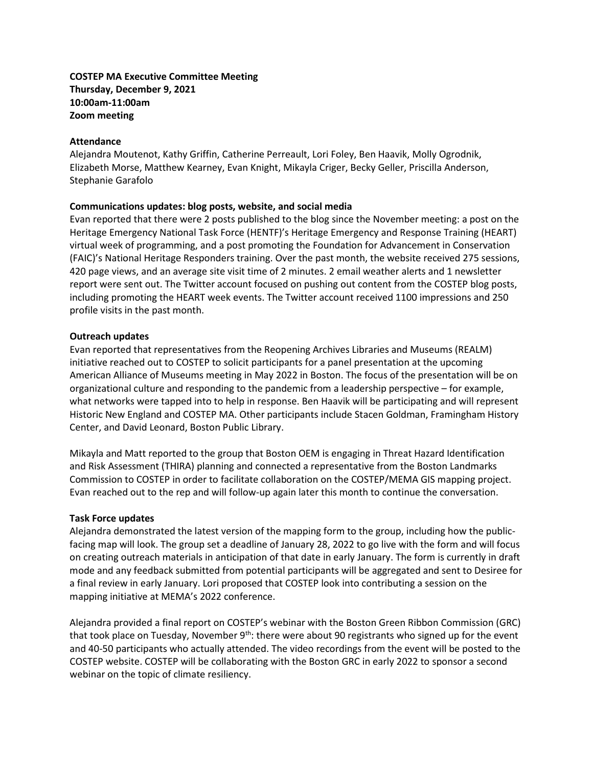**COSTEP MA Executive Committee Meeting**
**Thursday, December 9, 2021**
**10:00am-11:00am**
**Zoom meeting**

**Attendance**

Alejandra Moutenot, Kathy Griffin, Catherine Perreault, Lori Foley, Ben Haavik, Molly Ogrodnik, Elizabeth Morse, Matthew Kearney, Evan Knight, Mikayla Criger, Becky Geller, Priscilla Anderson, Stephanie Garafolo

**Communications updates: blog posts, website, and social media**

Evan reported that there were 2 posts published to the blog since the November meeting: a post on the Heritage Emergency National Task Force (HENTF)'s Heritage Emergency and Response Training (HEART) virtual week of programming, and a post promoting the Foundation for Advancement in Conservation (FAIC)'s National Heritage Responders training. Over the past month, the website received 275 sessions, 420 page views, and an average site visit time of 2 minutes. 2 email weather alerts and 1 newsletter report were sent out. The Twitter account focused on pushing out content from the COSTEP blog posts, including promoting the HEART week events. The Twitter account received 1100 impressions and 250 profile visits in the past month.

**Outreach updates**

Evan reported that representatives from the Reopening Archives Libraries and Museums (REALM) initiative reached out to COSTEP to solicit participants for a panel presentation at the upcoming American Alliance of Museums meeting in May 2022 in Boston. The focus of the presentation will be on organizational culture and responding to the pandemic from a leadership perspective – for example, what networks were tapped into to help in response. Ben Haavik will be participating and will represent Historic New England and COSTEP MA. Other participants include Stacen Goldman, Framingham History Center, and David Leonard, Boston Public Library.

Mikayla and Matt reported to the group that Boston OEM is engaging in Threat Hazard Identification and Risk Assessment (THIRA) planning and connected a representative from the Boston Landmarks Commission to COSTEP in order to facilitate collaboration on the COSTEP/MEMA GIS mapping project. Evan reached out to the rep and will follow-up again later this month to continue the conversation.

**Task Force updates**

Alejandra demonstrated the latest version of the mapping form to the group, including how the public-facing map will look. The group set a deadline of January 28, 2022 to go live with the form and will focus on creating outreach materials in anticipation of that date in early January. The form is currently in draft mode and any feedback submitted from potential participants will be aggregated and sent to Desiree for a final review in early January. Lori proposed that COSTEP look into contributing a session on the mapping initiative at MEMA's 2022 conference.

Alejandra provided a final report on COSTEP's webinar with the Boston Green Ribbon Commission (GRC) that took place on Tuesday, November 9th: there were about 90 registrants who signed up for the event and 40-50 participants who actually attended. The video recordings from the event will be posted to the COSTEP website. COSTEP will be collaborating with the Boston GRC in early 2022 to sponsor a second webinar on the topic of climate resiliency.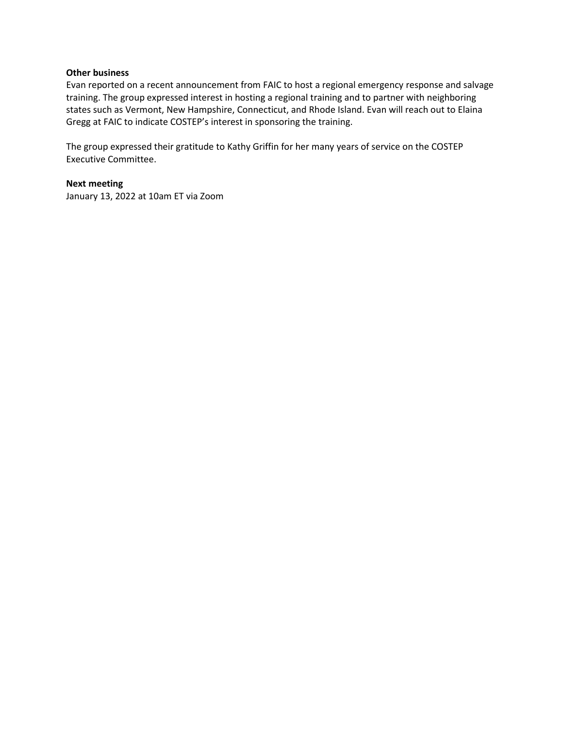**Other business**

Evan reported on a recent announcement from FAIC to host a regional emergency response and salvage training. The group expressed interest in hosting a regional training and to partner with neighboring states such as Vermont, New Hampshire, Connecticut, and Rhode Island. Evan will reach out to Elaina Gregg at FAIC to indicate COSTEP's interest in sponsoring the training.

The group expressed their gratitude to Kathy Griffin for her many years of service on the COSTEP Executive Committee.

**Next meeting**

January 13, 2022 at 10am ET via Zoom